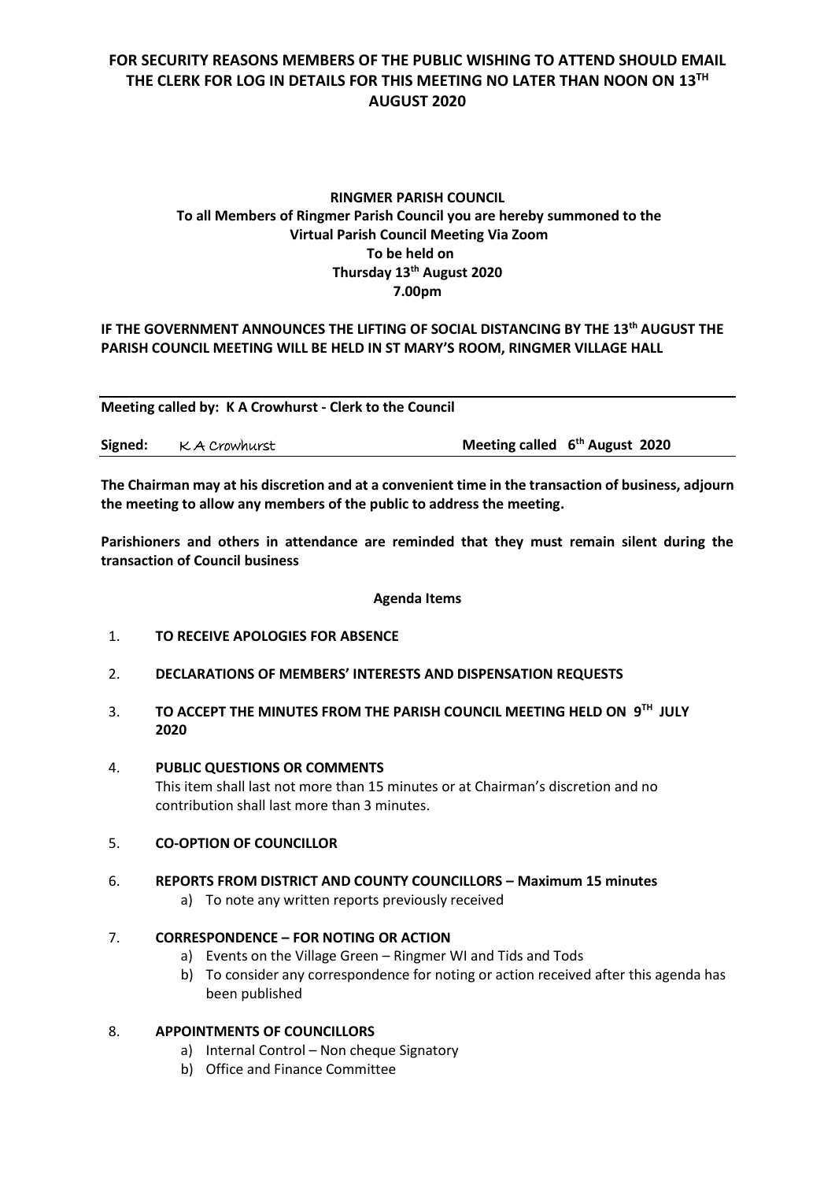**FOR SECURITY REASONS MEMBERS OF THE PUBLIC WISHING TO ATTEND SHOULD EMAIL THE CLERK FOR LOG IN DETAILS FOR THIS MEETING NO LATER THAN NOON ON 13TH AUGUST 2020**

**RINGMER PARISH COUNCIL**
**To all Members of Ringmer Parish Council you are hereby summoned to the Virtual Parish Council Meeting Via Zoom**
**To be held on**
**Thursday 13th August 2020**
**7.00pm**

**IF THE GOVERNMENT ANNOUNCES THE LIFTING OF SOCIAL DISTANCING BY THE 13th AUGUST THE PARISH COUNCIL MEETING WILL BE HELD IN ST MARY'S ROOM, RINGMER VILLAGE HALL**

---

**Meeting called by: K A Crowhurst - Clerk to the Council**

**Signed:** K A Crowhurst **Meeting called 6th August 2020**

---

**The Chairman may at his discretion and at a convenient time in the transaction of business, adjourn the meeting to allow any members of the public to address the meeting.**

**Parishioners and others in attendance are reminded that they must remain silent during the transaction of Council business**

**Agenda Items**

1. **TO RECEIVE APOLOGIES FOR ABSENCE**

2. **DECLARATIONS OF MEMBERS' INTERESTS AND DISPENSATION REQUESTS**

3. **TO ACCEPT THE MINUTES FROM THE PARISH COUNCIL MEETING HELD ON 9TH JULY 2020**

4. **PUBLIC QUESTIONS OR COMMENTS**
   This item shall last not more than 15 minutes or at Chairman's discretion and no contribution shall last more than 3 minutes.

5. **CO-OPTION OF COUNCILLOR**

6. **REPORTS FROM DISTRICT AND COUNTY COUNCILLORS – Maximum 15 minutes**
   a) To note any written reports previously received

7. **CORRESPONDENCE – FOR NOTING OR ACTION**
   a) Events on the Village Green – Ringmer WI and Tids and Tods
   b) To consider any correspondence for noting or action received after this agenda has been published

8. **APPOINTMENTS OF COUNCILLORS**
   a) Internal Control – Non cheque Signatory
   b) Office and Finance Committee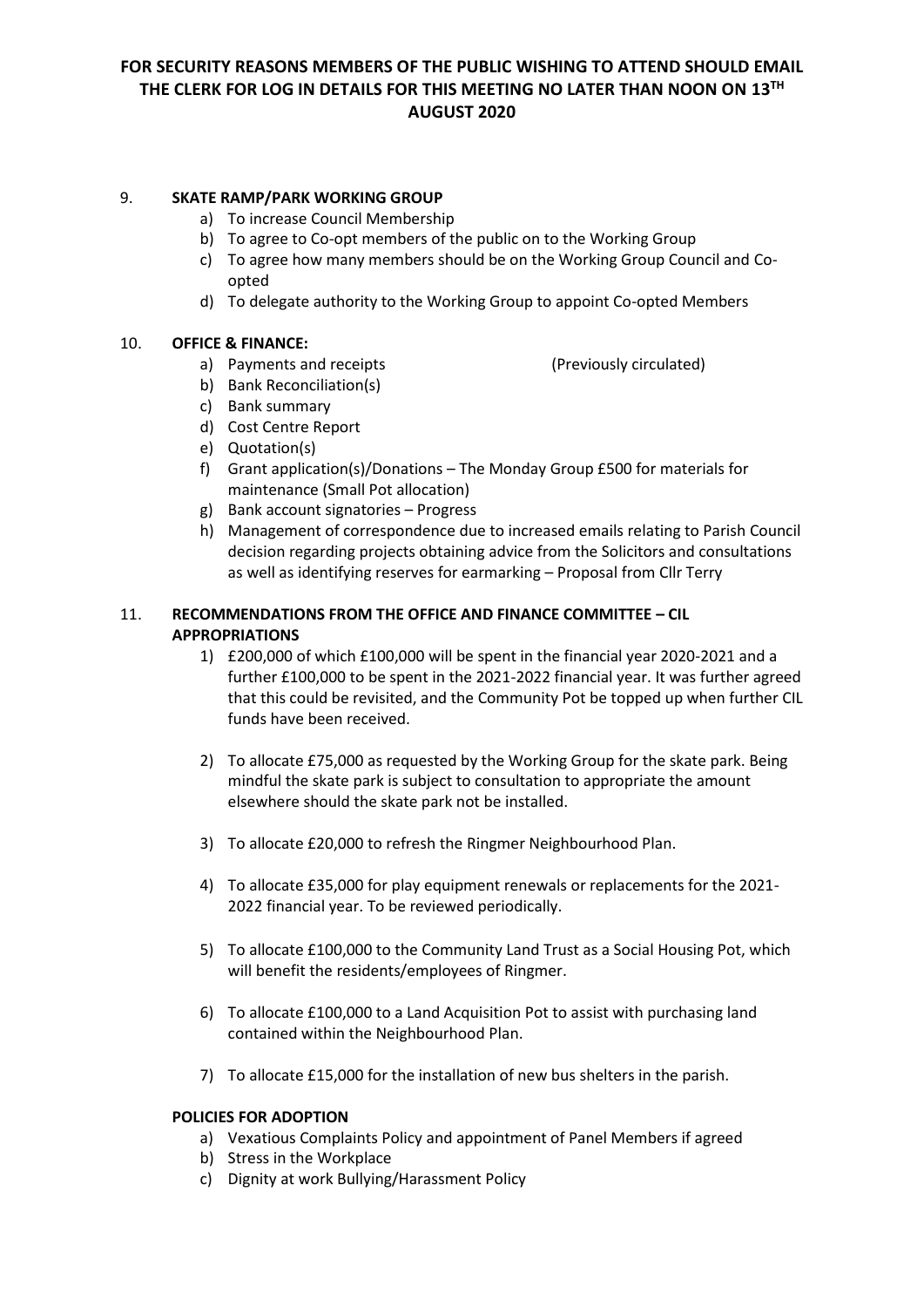**FOR SECURITY REASONS MEMBERS OF THE PUBLIC WISHING TO ATTEND SHOULD EMAIL THE CLERK FOR LOG IN DETAILS FOR THIS MEETING NO LATER THAN NOON ON 13TH AUGUST 2020**

9. **SKATE RAMP/PARK WORKING GROUP**
   a) To increase Council Membership
   b) To agree to Co-opt members of the public on to the Working Group
   c) To agree how many members should be on the Working Group Council and Co-opted
   d) To delegate authority to the Working Group to appoint Co-opted Members

10. **OFFICE & FINANCE:**
    a) Payments and receipts (Previously circulated)
    b) Bank Reconciliation(s)
    c) Bank summary
    d) Cost Centre Report
    e) Quotation(s)
    f) Grant application(s)/Donations – The Monday Group £500 for materials for maintenance (Small Pot allocation)
    g) Bank account signatories – Progress
    h) Management of correspondence due to increased emails relating to Parish Council decision regarding projects obtaining advice from the Solicitors and consultations as well as identifying reserves for earmarking – Proposal from Cllr Terry

11. **RECOMMENDATIONS FROM THE OFFICE AND FINANCE COMMITTEE – CIL APPROPRIATIONS**
    1) £200,000 of which £100,000 will be spent in the financial year 2020-2021 and a further £100,000 to be spent in the 2021-2022 financial year. It was further agreed that this could be revisited, and the Community Pot be topped up when further CIL funds have been received.

    2) To allocate £75,000 as requested by the Working Group for the skate park. Being mindful the skate park is subject to consultation to appropriate the amount elsewhere should the skate park not be installed.

    3) To allocate £20,000 to refresh the Ringmer Neighbourhood Plan.

    4) To allocate £35,000 for play equipment renewals or replacements for the 2021-2022 financial year. To be reviewed periodically.

    5) To allocate £100,000 to the Community Land Trust as a Social Housing Pot, which will benefit the residents/employees of Ringmer.

    6) To allocate £100,000 to a Land Acquisition Pot to assist with purchasing land contained within the Neighbourhood Plan.

    7) To allocate £15,000 for the installation of new bus shelters in the parish.

**POLICIES FOR ADOPTION**
   a) Vexatious Complaints Policy and appointment of Panel Members if agreed
   b) Stress in the Workplace
   c) Dignity at work Bullying/Harassment Policy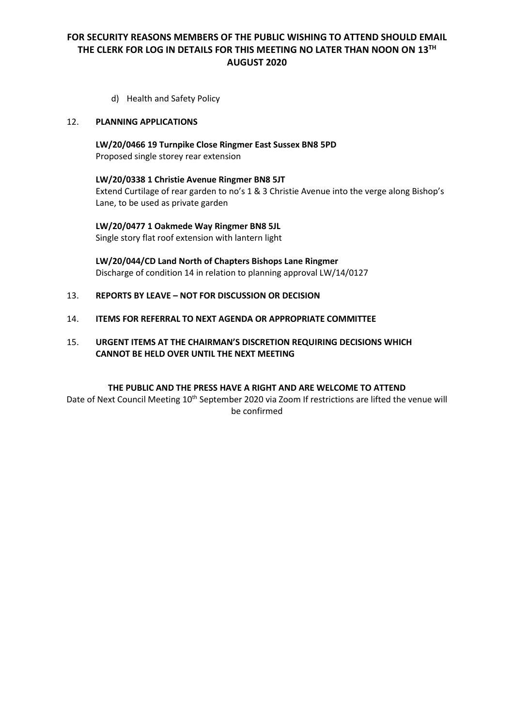**FOR SECURITY REASONS MEMBERS OF THE PUBLIC WISHING TO ATTEND SHOULD EMAIL THE CLERK FOR LOG IN DETAILS FOR THIS MEETING NO LATER THAN NOON ON 13TH AUGUST 2020**

d) Health and Safety Policy

12. **PLANNING APPLICATIONS**

**LW/20/0466 19 Turnpike Close Ringmer East Sussex BN8 5PD**
Proposed single storey rear extension

**LW/20/0338 1 Christie Avenue Ringmer BN8 5JT**
Extend Curtilage of rear garden to no's 1 & 3 Christie Avenue into the verge along Bishop's Lane, to be used as private garden

**LW/20/0477 1 Oakmede Way Ringmer BN8 5JL**
Single story flat roof extension with lantern light

**LW/20/044/CD Land North of Chapters Bishops Lane Ringmer**
Discharge of condition 14 in relation to planning approval LW/14/0127

13. **REPORTS BY LEAVE – NOT FOR DISCUSSION OR DECISION**

14. **ITEMS FOR REFERRAL TO NEXT AGENDA OR APPROPRIATE COMMITTEE**

15. **URGENT ITEMS AT THE CHAIRMAN'S DISCRETION REQUIRING DECISIONS WHICH CANNOT BE HELD OVER UNTIL THE NEXT MEETING**

**THE PUBLIC AND THE PRESS HAVE A RIGHT AND ARE WELCOME TO ATTEND**

Date of Next Council Meeting 10th September 2020 via Zoom If restrictions are lifted the venue will be confirmed